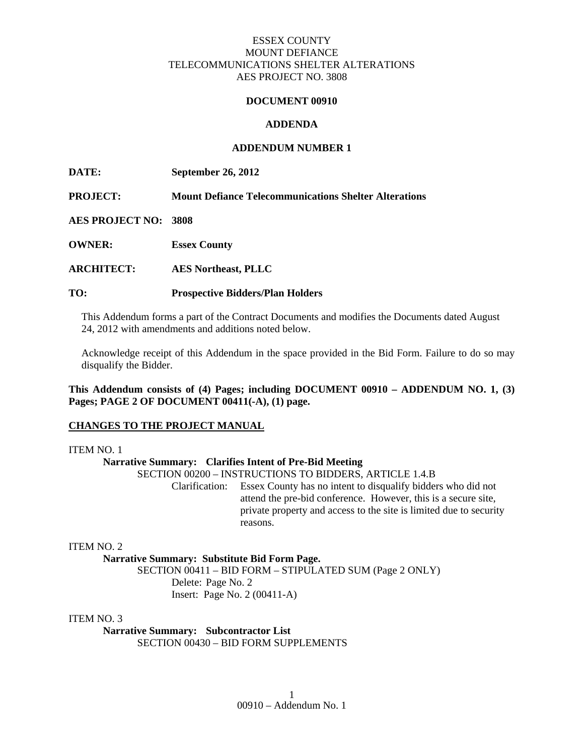ESSEX COUNTY
MOUNT DEFIANCE
TELECOMMUNICATIONS SHELTER ALTERATIONS
AES PROJECT NO. 3808

**DOCUMENT 00910**

**ADDENDA**

**ADDENDUM NUMBER 1**

**DATE:** **September 26, 2012**

**PROJECT:** **Mount Defiance Telecommunications Shelter Alterations**

**AES PROJECT NO:** **3808**

**OWNER:** **Essex County**

**ARCHITECT:** **AES Northeast, PLLC**

**TO:** **Prospective Bidders/Plan Holders**

This Addendum forms a part of the Contract Documents and modifies the Documents dated August 24, 2012 with amendments and additions noted below.

Acknowledge receipt of this Addendum in the space provided in the Bid Form. Failure to do so may disqualify the Bidder.

**This Addendum consists of (4) Pages; including DOCUMENT 00910 – ADDENDUM NO. 1, (3) Pages; PAGE 2 OF DOCUMENT 00411(-A), (1) page.**

**CHANGES TO THE PROJECT MANUAL**

ITEM NO. 1

**Narrative Summary: Clarifies Intent of Pre-Bid Meeting**

SECTION 00200 – INSTRUCTIONS TO BIDDERS, ARTICLE 1.4.B

Clarification: Essex County has no intent to disqualify bidders who did not attend the pre-bid conference. However, this is a secure site, private property and access to the site is limited due to security reasons.

ITEM NO. 2

**Narrative Summary: Substitute Bid Form Page.**

SECTION 00411 – BID FORM – STIPULATED SUM (Page 2 ONLY)

Delete: Page No. 2

Insert: Page No. 2 (00411-A)

ITEM NO. 3

**Narrative Summary: Subcontractor List**

SECTION 00430 – BID FORM SUPPLEMENTS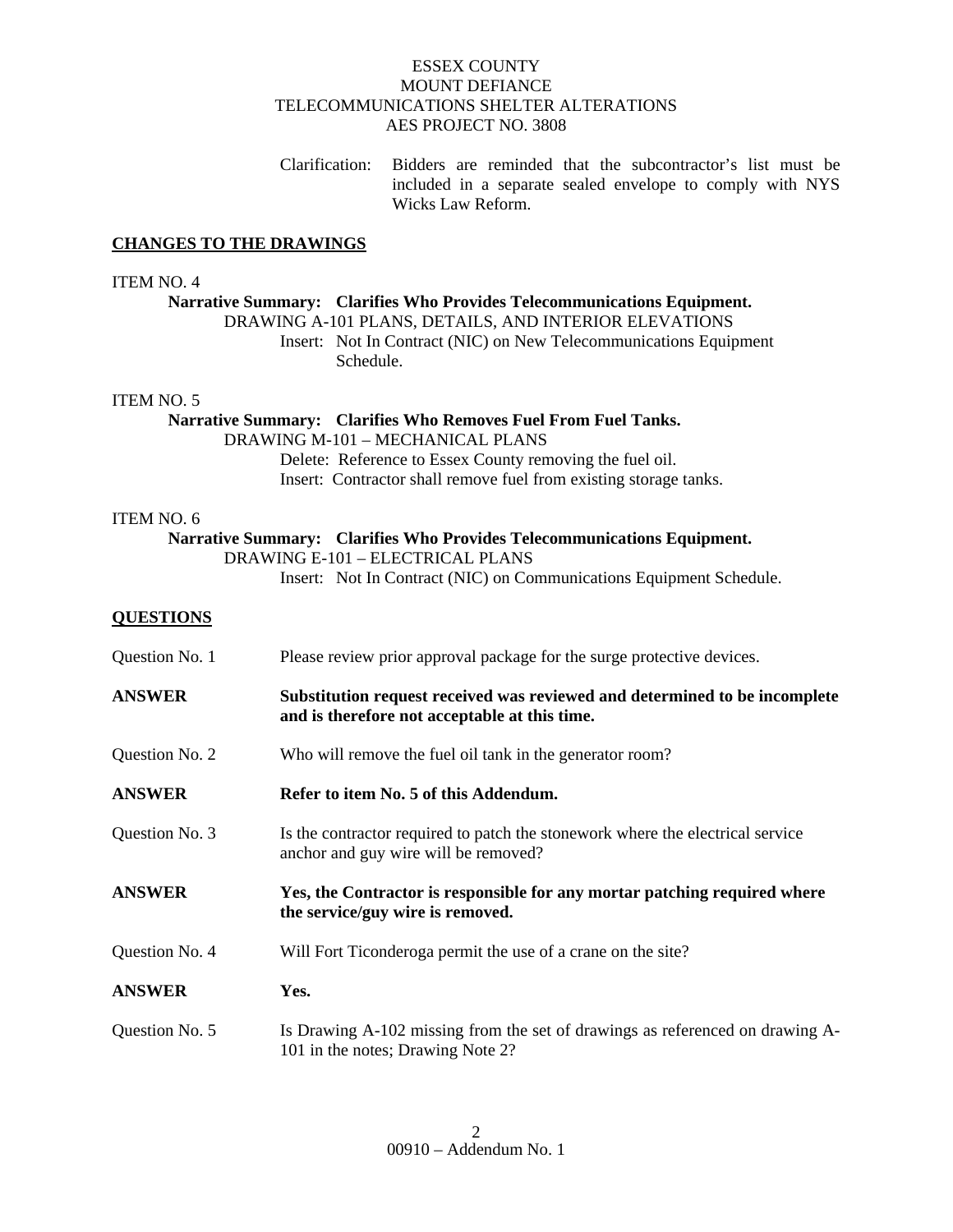ESSEX COUNTY
MOUNT DEFIANCE
TELECOMMUNICATIONS SHELTER ALTERATIONS
AES PROJECT NO. 3808

Clarification: Bidders are reminded that the subcontractor's list must be included in a separate sealed envelope to comply with NYS Wicks Law Reform.

## CHANGES TO THE DRAWINGS

ITEM NO. 4

**Narrative Summary: Clarifies Who Provides Telecommunications Equipment.**

DRAWING A-101 PLANS, DETAILS, AND INTERIOR ELEVATIONS

Insert: Not In Contract (NIC) on New Telecommunications Equipment Schedule.

ITEM NO. 5

**Narrative Summary: Clarifies Who Removes Fuel From Fuel Tanks.**

DRAWING M-101 – MECHANICAL PLANS

Delete: Reference to Essex County removing the fuel oil.

Insert: Contractor shall remove fuel from existing storage tanks.

ITEM NO. 6

**Narrative Summary: Clarifies Who Provides Telecommunications Equipment.**

DRAWING E-101 – ELECTRICAL PLANS

Insert: Not In Contract (NIC) on Communications Equipment Schedule.

## QUESTIONS

Question No. 1 Please review prior approval package for the surge protective devices.

**ANSWER Substitution request received was reviewed and determined to be incomplete and is therefore not acceptable at this time.**

Question No. 2 Who will remove the fuel oil tank in the generator room?

**ANSWER Refer to item No. 5 of this Addendum.**

Question No. 3 Is the contractor required to patch the stonework where the electrical service anchor and guy wire will be removed?

**ANSWER Yes, the Contractor is responsible for any mortar patching required where the service/guy wire is removed.**

Question No. 4 Will Fort Ticonderoga permit the use of a crane on the site?

**ANSWER Yes.**

Question No. 5 Is Drawing A-102 missing from the set of drawings as referenced on drawing A-101 in the notes; Drawing Note 2?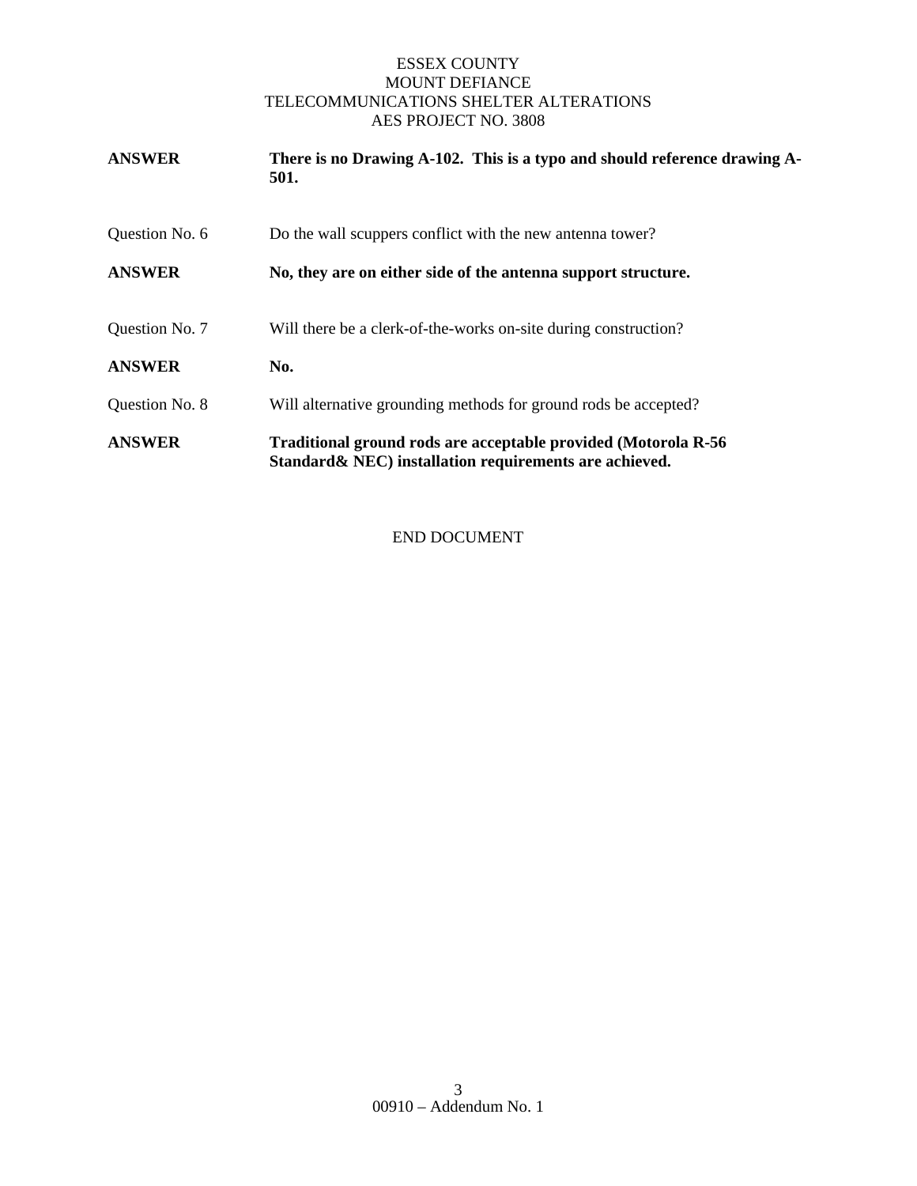**ANSWER** **There is no Drawing A-102. This is a typo and should reference drawing A-501.**

Question No. 6 Do the wall scuppers conflict with the new antenna tower?

**ANSWER** **No, they are on either side of the antenna support structure.**

Question No. 7 Will there be a clerk-of-the-works on-site during construction?

**ANSWER** **No.**

Question No. 8 Will alternative grounding methods for ground rods be accepted?

**ANSWER** **Traditional ground rods are acceptable provided (Motorola R-56 Standard& NEC) installation requirements are achieved.**

END DOCUMENT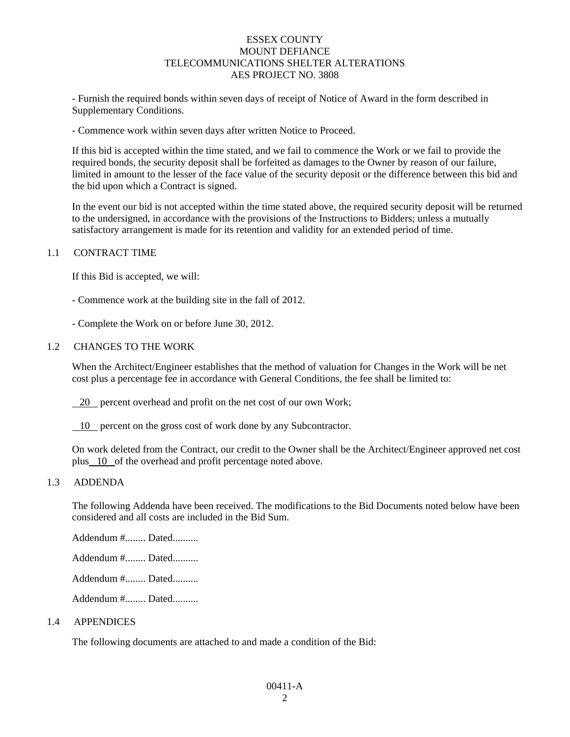- Furnish the required bonds within seven days of receipt of Notice of Award in the form described in Supplementary Conditions.

- Commence work within seven days after written Notice to Proceed.

If this bid is accepted within the time stated, and we fail to commence the Work or we fail to provide the required bonds, the security deposit shall be forfeited as damages to the Owner by reason of our failure, limited in amount to the lesser of the face value of the security deposit or the difference between this bid and the bid upon which a Contract is signed.

In the event our bid is not accepted within the time stated above, the required security deposit will be returned to the undersigned, in accordance with the provisions of the Instructions to Bidders; unless a mutually satisfactory arrangement is made for its retention and validity for an extended period of time.

## 1.1 CONTRACT TIME

If this Bid is accepted, we will:

- Commence work at the building site in the fall of 2012.

- Complete the Work on or before June 30, 2012.

## 1.2 CHANGES TO THE WORK

When the Architect/Engineer establishes that the method of valuation for Changes in the Work will be net cost plus a percentage fee in accordance with General Conditions, the fee shall be limited to:

20 percent overhead and profit on the net cost of our own Work;

10 percent on the gross cost of work done by any Subcontractor.

On work deleted from the Contract, our credit to the Owner shall be the Architect/Engineer approved net cost plus 10 of the overhead and profit percentage noted above.

## 1.3 ADDENDA

The following Addenda have been received. The modifications to the Bid Documents noted below have been considered and all costs are included in the Bid Sum.

Addendum #........ Dated..........

Addendum #........ Dated..........

Addendum #........ Dated..........

Addendum #........ Dated..........

## 1.4 APPENDICES

The following documents are attached to and made a condition of the Bid: